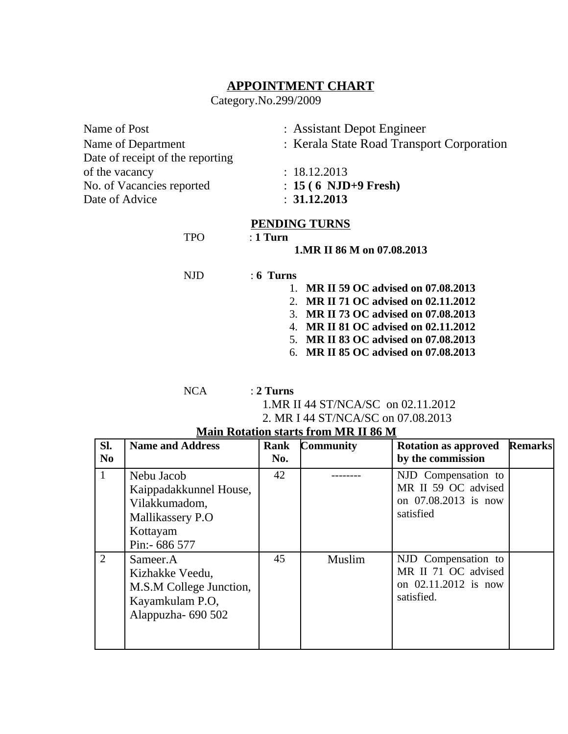# APPOINTMENT CHART

Category.No.299/2009

Name of Post : Assistant Depot Engineer

Name of Department : Kerala State Road Transport Corporation

Date of receipt of the reporting of the vacancy : 18.12.2013

No. of Vacancies reported : **15 ( 6 NJD+9 Fresh)**

Date of Advice : **31.12.2013**

## PENDING TURNS

TPO : **1 Turn**

**1.MR II 86 M on 07.08.2013**

NJD : **6 Turns**

1. **MR II 59 OC advised on 07.08.2013**
2. **MR II 71 OC advised on 02.11.2012**
3. **MR II 73 OC advised on 07.08.2013**
4. **MR II 81 OC advised on 02.11.2012**
5. **MR II 83 OC advised on 07.08.2013**
6. **MR II 85 OC advised on 07.08.2013**

NCA : **2 Turns**

1.MR II 44 ST/NCA/SC on 02.11.2012

2. MR I 44 ST/NCA/SC on 07.08.2013

**Main Rotation starts from MR II 86 M**

| Sl. No | Name and Address | Rank No. | Community | Rotation as approved by the commission | Remarks |
|---|---|---|---|---|---|
| 1 | Nebu Jacob<br>Kaippadakkunnel House,<br>Vilakkumadom,<br>Mallikassery P.O<br>Kottayam<br>Pin:- 686 577 | 42 | -------- | NJD Compensation to MR II 59 OC advised on 07.08.2013 is now satisfied | |
| 2 | Sameer.A<br>Kizhakke Veedu,<br>M.S.M College Junction,<br>Kayamkulam P.O,<br>Alappuzha- 690 502 | 45 | Muslim | NJD Compensation to MR II 71 OC advised on 02.11.2012 is now satisfied. | |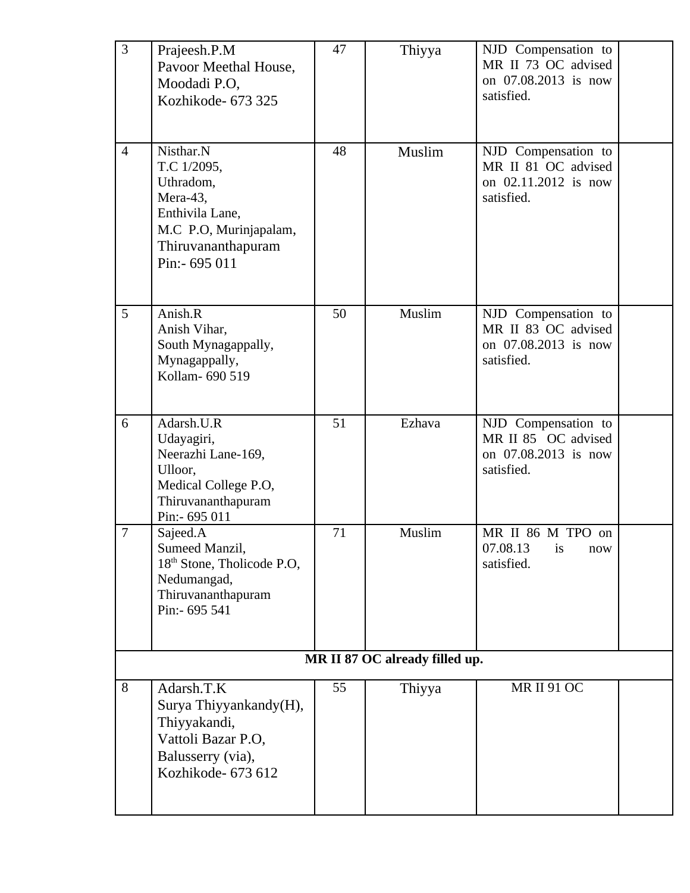| | | | | | |
|---|---|---|---|---|---|
| 3 | Prajeesh.P.M<br>Pavoor Meethal House,<br>Moodadi P.O,<br>Kozhikode- 673 325 | 47 | Thiyya | NJD Compensation to MR II 73 OC advised on 07.08.2013 is now satisfied. | |
| 4 | Nisthar.N<br>T.C 1/2095,<br>Uthradom,<br>Mera-43,<br>Enthivila Lane,<br>M.C P.O, Murinjapalam,<br>Thiruvananthapuram<br>Pin:- 695 011 | 48 | Muslim | NJD Compensation to MR II 81 OC advised on 02.11.2012 is now satisfied. | |
| 5 | Anish.R<br>Anish Vihar,<br>South Mynagappally,<br>Mynagappally,<br>Kollam- 690 519 | 50 | Muslim | NJD Compensation to MR II 83 OC advised on 07.08.2013 is now satisfied. | |
| 6 | Adarsh.U.R<br>Udayagiri,<br>Neerazhi Lane-169,<br>Ulloor,<br>Medical College P.O,<br>Thiruvananthapuram<br>Pin:- 695 011 | 51 | Ezhava | NJD Compensation to MR II 85 OC advised on 07.08.2013 is now satisfied. | |
| 7 | Sajeed.A<br>Sumeed Manzil,<br>18th Stone, Tholicode P.O,<br>Nedumangad,<br>Thiruvananthapuram<br>Pin:- 695 541 | 71 | Muslim | MR II 86 M TPO on 07.08.13 is now satisfied. | |
| **MR II 87 OC already filled up.** | | | | | |
| 8 | Adarsh.T.K<br>Surya Thiyyankandy(H),<br>Thiyyakandi,<br>Vattoli Bazar P.O,<br>Balusserry (via),<br>Kozhikode- 673 612 | 55 | Thiyya | MR II 91 OC | |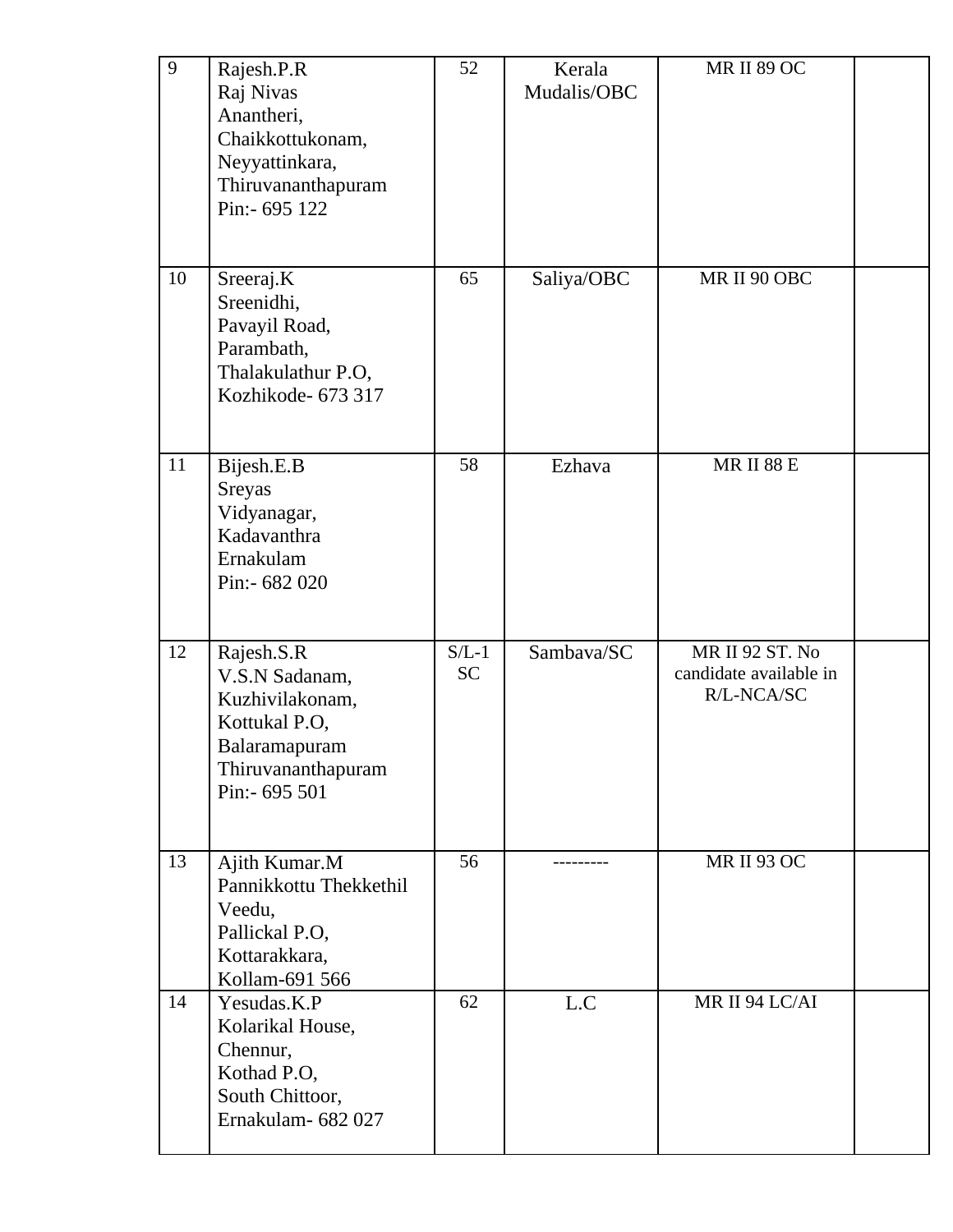| | | | | | |
|---|---|---|---|---|---|
| 9 | Rajesh.P.R<br>Raj Nivas<br>Anantheri,<br>Chaikkottukonam,<br>Neyyattinkara,<br>Thiruvananthapuram<br>Pin:- 695 122 | 52 | Kerala Mudalis/OBC | MR II 89 OC | |
| 10 | Sreeraj.K<br>Sreenidhi,<br>Pavayil Road,<br>Parambath,<br>Thalakulathur P.O,<br>Kozhikode- 673 317 | 65 | Saliya/OBC | MR II 90 OBC | |
| 11 | Bijesh.E.B<br>Sreyas<br>Vidyanagar,<br>Kadavanthra<br>Ernakulam<br>Pin:- 682 020 | 58 | Ezhava | MR II 88 E | |
| 12 | Rajesh.S.R<br>V.S.N Sadanam,<br>Kuzhivilakonam,<br>Kottukal P.O,<br>Balaramapuram<br>Thiruvananthapuram<br>Pin:- 695 501 | S/L-1 SC | Sambava/SC | MR II 92 ST. No candidate available in R/L-NCA/SC | |
| 13 | Ajith Kumar.M<br>Pannikkottu Thekkethil Veedu,<br>Pallickal P.O,<br>Kottarakkara,<br>Kollam-691 566 | 56 | --------- | MR II 93 OC | |
| 14 | Yesudas.K.P<br>Kolarikal House,<br>Chennur,<br>Kothad P.O,<br>South Chittoor,<br>Ernakulam- 682 027 | 62 | L.C | MR II 94 LC/AI | |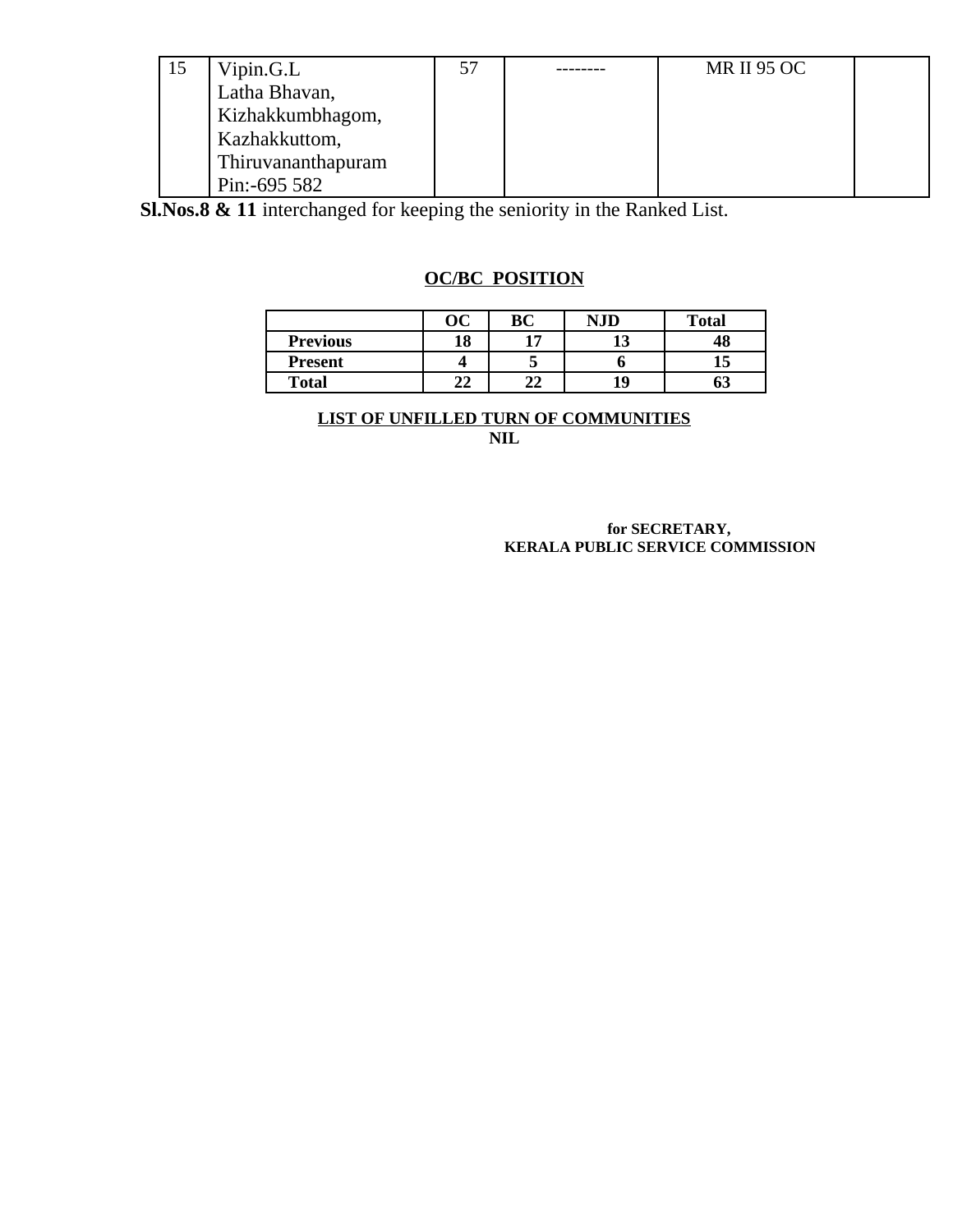| | | | | | |
|---|---|---|---|---|---|
| 15 | Vipin.G.L<br>Latha Bhavan,<br>Kizhakkumbhagom,<br>Kazhakkuttom,<br>Thiruvananthapuram<br>Pin:-695 582 | 57 | -------- | MR II 95 OC | |

**Sl.Nos.8 & 11** interchanged for keeping the seniority in the Ranked List.

**OC/BC POSITION**

| | OC | BC | NJD | Total |
|---|---|---|---|---|
| **Previous** | **18** | **17** | **13** | **48** |
| **Present** | **4** | **5** | **6** | **15** |
| **Total** | **22** | **22** | **19** | **63** |

**LIST OF UNFILLED TURN OF COMMUNITIES**

**NIL**

**for SECRETARY,**
**KERALA PUBLIC SERVICE COMMISSION**